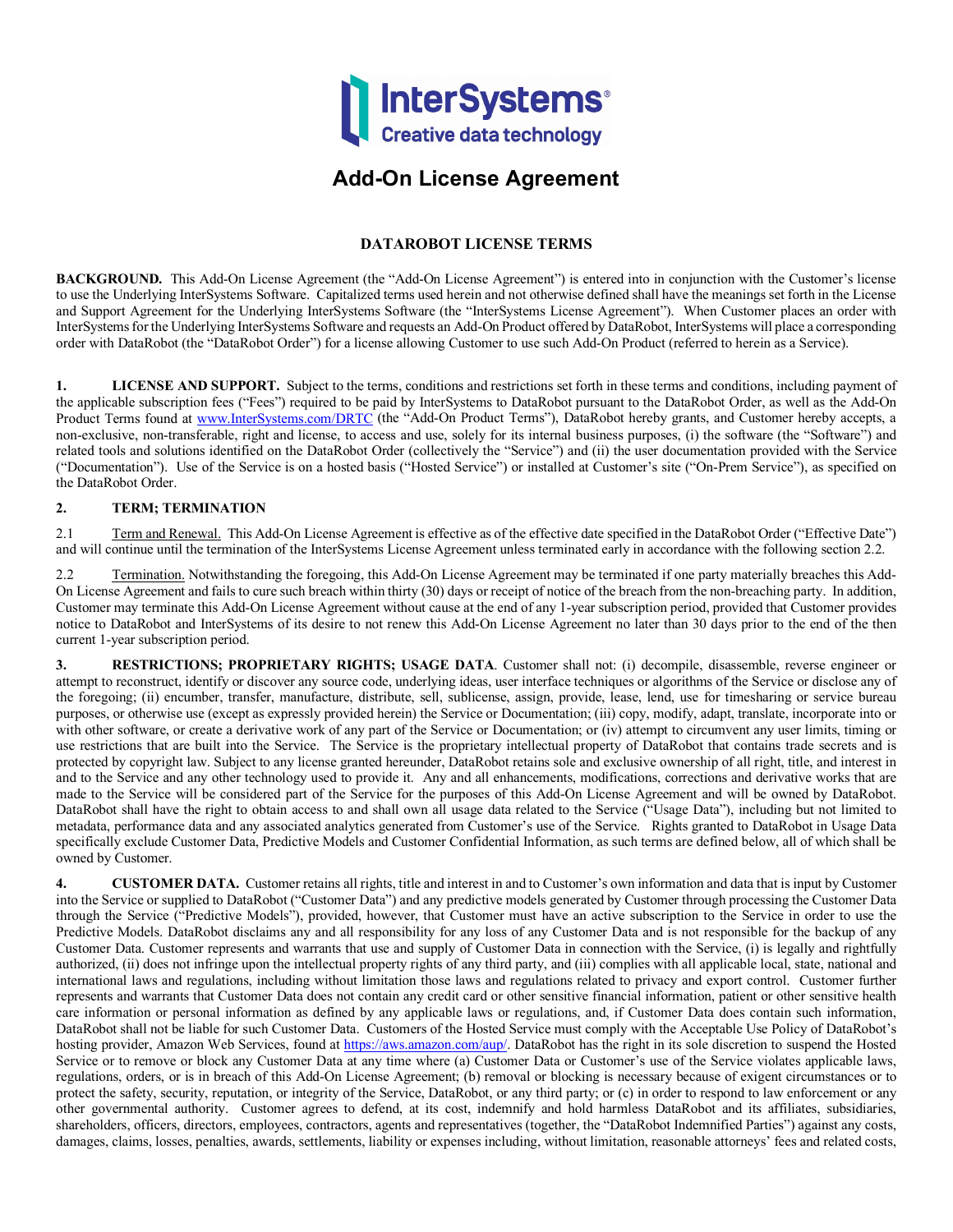# Add-On License Agreement

## DATAROBOT LICENSE TERMS

**BACKGROUND.** This Add-On License Agreement (the "Add-On License Agreement") is entered into in conjunction with the Customer's license to use the Underlying InterSystems Software. Capitalized terms used herein and not otherwise defined shall have the meanings set forth in the License and Support Agreement for the Underlying InterSystems Software (the "InterSystems License Agreement"). When Customer places an order with InterSystems for the Underlying InterSystems Software and requests an Add-On Product offered by DataRobot, InterSystems will place a corresponding order with DataRobot (the "DataRobot Order") for a license allowing Customer to use such Add-On Product (referred to herein as a Service).

**1. LICENSE AND SUPPORT.** Subject to the terms, conditions and restrictions set forth in these terms and conditions, including payment of the applicable subscription fees ("Fees") required to be paid by InterSystems to DataRobot pursuant to the DataRobot Order, as well as the Add-On Product Terms found at www.InterSystems.com/DRTC (the "Add-On Product Terms"), DataRobot hereby grants, and Customer hereby accepts, a non-exclusive, non-transferable, right and license, to access and use, solely for its internal business purposes, (i) the software (the "Software") and related tools and solutions identified on the DataRobot Order (collectively the "Service") and (ii) the user documentation provided with the Service ("Documentation"). Use of the Service is on a hosted basis ("Hosted Service") or installed at Customer's site ("On-Prem Service"), as specified on the DataRobot Order.

**2. TERM; TERMINATION**

2.1 Term and Renewal. This Add-On License Agreement is effective as of the effective date specified in the DataRobot Order ("Effective Date") and will continue until the termination of the InterSystems License Agreement unless terminated early in accordance with the following section 2.2.

2.2 Termination. Notwithstanding the foregoing, this Add-On License Agreement may be terminated if one party materially breaches this Add-On License Agreement and fails to cure such breach within thirty (30) days or receipt of notice of the breach from the non-breaching party. In addition, Customer may terminate this Add-On License Agreement without cause at the end of any 1-year subscription period, provided that Customer provides notice to DataRobot and InterSystems of its desire to not renew this Add-On License Agreement no later than 30 days prior to the end of the then current 1-year subscription period.

**3. RESTRICTIONS; PROPRIETARY RIGHTS; USAGE DATA**. Customer shall not: (i) decompile, disassemble, reverse engineer or attempt to reconstruct, identify or discover any source code, underlying ideas, user interface techniques or algorithms of the Service or disclose any of the foregoing; (ii) encumber, transfer, manufacture, distribute, sell, sublicense, assign, provide, lease, lend, use for timesharing or service bureau purposes, or otherwise use (except as expressly provided herein) the Service or Documentation; (iii) copy, modify, adapt, translate, incorporate into or with other software, or create a derivative work of any part of the Service or Documentation; or (iv) attempt to circumvent any user limits, timing or use restrictions that are built into the Service. The Service is the proprietary intellectual property of DataRobot that contains trade secrets and is protected by copyright law. Subject to any license granted hereunder, DataRobot retains sole and exclusive ownership of all right, title, and interest in and to the Service and any other technology used to provide it. Any and all enhancements, modifications, corrections and derivative works that are made to the Service will be considered part of the Service for the purposes of this Add-On License Agreement and will be owned by DataRobot. DataRobot shall have the right to obtain access to and shall own all usage data related to the Service ("Usage Data"), including but not limited to metadata, performance data and any associated analytics generated from Customer's use of the Service. Rights granted to DataRobot in Usage Data specifically exclude Customer Data, Predictive Models and Customer Confidential Information, as such terms are defined below, all of which shall be owned by Customer.

**4. CUSTOMER DATA.** Customer retains all rights, title and interest in and to Customer's own information and data that is input by Customer into the Service or supplied to DataRobot ("Customer Data") and any predictive models generated by Customer through processing the Customer Data through the Service ("Predictive Models"), provided, however, that Customer must have an active subscription to the Service in order to use the Predictive Models. DataRobot disclaims any and all responsibility for any loss of any Customer Data and is not responsible for the backup of any Customer Data. Customer represents and warrants that use and supply of Customer Data in connection with the Service, (i) is legally and rightfully authorized, (ii) does not infringe upon the intellectual property rights of any third party, and (iii) complies with all applicable local, state, national and international laws and regulations, including without limitation those laws and regulations related to privacy and export control. Customer further represents and warrants that Customer Data does not contain any credit card or other sensitive financial information, patient or other sensitive health care information or personal information as defined by any applicable laws or regulations, and, if Customer Data does contain such information, DataRobot shall not be liable for such Customer Data. Customers of the Hosted Service must comply with the Acceptable Use Policy of DataRobot's hosting provider, Amazon Web Services, found at https://aws.amazon.com/aup/. DataRobot has the right in its sole discretion to suspend the Hosted Service or to remove or block any Customer Data at any time where (a) Customer Data or Customer's use of the Service violates applicable laws, regulations, orders, or is in breach of this Add-On License Agreement; (b) removal or blocking is necessary because of exigent circumstances or to protect the safety, security, reputation, or integrity of the Service, DataRobot, or any third party; or (c) in order to respond to law enforcement or any other governmental authority. Customer agrees to defend, at its cost, indemnify and hold harmless DataRobot and its affiliates, subsidiaries, shareholders, officers, directors, employees, contractors, agents and representatives (together, the "DataRobot Indemnified Parties") against any costs, damages, claims, losses, penalties, awards, settlements, liability or expenses including, without limitation, reasonable attorneys' fees and related costs,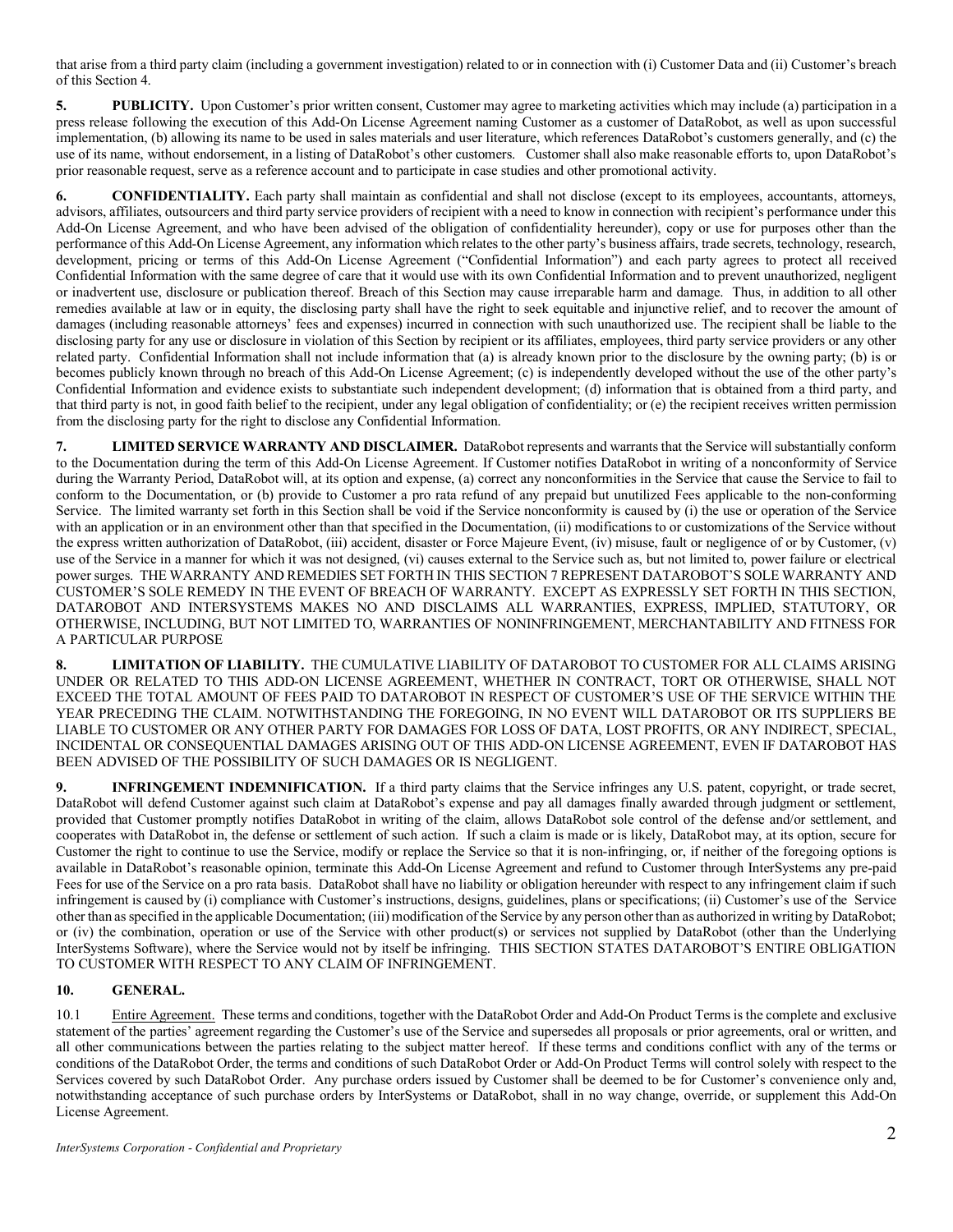that arise from a third party claim (including a government investigation) related to or in connection with (i) Customer Data and (ii) Customer's breach of this Section 4.

**5. PUBLICITY.** Upon Customer's prior written consent, Customer may agree to marketing activities which may include (a) participation in a press release following the execution of this Add-On License Agreement naming Customer as a customer of DataRobot, as well as upon successful implementation, (b) allowing its name to be used in sales materials and user literature, which references DataRobot's customers generally, and (c) the use of its name, without endorsement, in a listing of DataRobot's other customers. Customer shall also make reasonable efforts to, upon DataRobot's prior reasonable request, serve as a reference account and to participate in case studies and other promotional activity.

**6. CONFIDENTIALITY.** Each party shall maintain as confidential and shall not disclose (except to its employees, accountants, attorneys, advisors, affiliates, outsourcers and third party service providers of recipient with a need to know in connection with recipient's performance under this Add-On License Agreement, and who have been advised of the obligation of confidentiality hereunder), copy or use for purposes other than the performance of this Add-On License Agreement, any information which relates to the other party's business affairs, trade secrets, technology, research, development, pricing or terms of this Add-On License Agreement ("Confidential Information") and each party agrees to protect all received Confidential Information with the same degree of care that it would use with its own Confidential Information and to prevent unauthorized, negligent or inadvertent use, disclosure or publication thereof. Breach of this Section may cause irreparable harm and damage. Thus, in addition to all other remedies available at law or in equity, the disclosing party shall have the right to seek equitable and injunctive relief, and to recover the amount of damages (including reasonable attorneys' fees and expenses) incurred in connection with such unauthorized use. The recipient shall be liable to the disclosing party for any use or disclosure in violation of this Section by recipient or its affiliates, employees, third party service providers or any other related party. Confidential Information shall not include information that (a) is already known prior to the disclosure by the owning party; (b) is or becomes publicly known through no breach of this Add-On License Agreement; (c) is independently developed without the use of the other party's Confidential Information and evidence exists to substantiate such independent development; (d) information that is obtained from a third party, and that third party is not, in good faith belief to the recipient, under any legal obligation of confidentiality; or (e) the recipient receives written permission from the disclosing party for the right to disclose any Confidential Information.

**7. LIMITED SERVICE WARRANTY AND DISCLAIMER.** DataRobot represents and warrants that the Service will substantially conform to the Documentation during the term of this Add-On License Agreement. If Customer notifies DataRobot in writing of a nonconformity of Service during the Warranty Period, DataRobot will, at its option and expense, (a) correct any nonconformities in the Service that cause the Service to fail to conform to the Documentation, or (b) provide to Customer a pro rata refund of any prepaid but unutilized Fees applicable to the non-conforming Service. The limited warranty set forth in this Section shall be void if the Service nonconformity is caused by (i) the use or operation of the Service with an application or in an environment other than that specified in the Documentation, (ii) modifications to or customizations of the Service without the express written authorization of DataRobot, (iii) accident, disaster or Force Majeure Event, (iv) misuse, fault or negligence of or by Customer, (v) use of the Service in a manner for which it was not designed, (vi) causes external to the Service such as, but not limited to, power failure or electrical power surges. THE WARRANTY AND REMEDIES SET FORTH IN THIS SECTION 7 REPRESENT DATAROBOT'S SOLE WARRANTY AND CUSTOMER'S SOLE REMEDY IN THE EVENT OF BREACH OF WARRANTY. EXCEPT AS EXPRESSLY SET FORTH IN THIS SECTION, DATAROBOT AND INTERSYSTEMS MAKES NO AND DISCLAIMS ALL WARRANTIES, EXPRESS, IMPLIED, STATUTORY, OR OTHERWISE, INCLUDING, BUT NOT LIMITED TO, WARRANTIES OF NONINFRINGEMENT, MERCHANTABILITY AND FITNESS FOR A PARTICULAR PURPOSE

**8. LIMITATION OF LIABILITY.** THE CUMULATIVE LIABILITY OF DATAROBOT TO CUSTOMER FOR ALL CLAIMS ARISING UNDER OR RELATED TO THIS ADD-ON LICENSE AGREEMENT, WHETHER IN CONTRACT, TORT OR OTHERWISE, SHALL NOT EXCEED THE TOTAL AMOUNT OF FEES PAID TO DATAROBOT IN RESPECT OF CUSTOMER'S USE OF THE SERVICE WITHIN THE YEAR PRECEDING THE CLAIM. NOTWITHSTANDING THE FOREGOING, IN NO EVENT WILL DATAROBOT OR ITS SUPPLIERS BE LIABLE TO CUSTOMER OR ANY OTHER PARTY FOR DAMAGES FOR LOSS OF DATA, LOST PROFITS, OR ANY INDIRECT, SPECIAL, INCIDENTAL OR CONSEQUENTIAL DAMAGES ARISING OUT OF THIS ADD-ON LICENSE AGREEMENT, EVEN IF DATAROBOT HAS BEEN ADVISED OF THE POSSIBILITY OF SUCH DAMAGES OR IS NEGLIGENT.

**9. INFRINGEMENT INDEMNIFICATION.** If a third party claims that the Service infringes any U.S. patent, copyright, or trade secret, DataRobot will defend Customer against such claim at DataRobot's expense and pay all damages finally awarded through judgment or settlement, provided that Customer promptly notifies DataRobot in writing of the claim, allows DataRobot sole control of the defense and/or settlement, and cooperates with DataRobot in, the defense or settlement of such action. If such a claim is made or is likely, DataRobot may, at its option, secure for Customer the right to continue to use the Service, modify or replace the Service so that it is non-infringing, or, if neither of the foregoing options is available in DataRobot's reasonable opinion, terminate this Add-On License Agreement and refund to Customer through InterSystems any pre-paid Fees for use of the Service on a pro rata basis. DataRobot shall have no liability or obligation hereunder with respect to any infringement claim if such infringement is caused by (i) compliance with Customer's instructions, designs, guidelines, plans or specifications; (ii) Customer's use of the Service other than as specified in the applicable Documentation; (iii) modification of the Service by any person other than as authorized in writing by DataRobot; or (iv) the combination, operation or use of the Service with other product(s) or services not supplied by DataRobot (other than the Underlying InterSystems Software), where the Service would not by itself be infringing. THIS SECTION STATES DATAROBOT'S ENTIRE OBLIGATION TO CUSTOMER WITH RESPECT TO ANY CLAIM OF INFRINGEMENT.

**10. GENERAL.**

10.1 Entire Agreement. These terms and conditions, together with the DataRobot Order and Add-On Product Terms is the complete and exclusive statement of the parties' agreement regarding the Customer's use of the Service and supersedes all proposals or prior agreements, oral or written, and all other communications between the parties relating to the subject matter hereof. If these terms and conditions conflict with any of the terms or conditions of the DataRobot Order, the terms and conditions of such DataRobot Order or Add-On Product Terms will control solely with respect to the Services covered by such DataRobot Order. Any purchase orders issued by Customer shall be deemed to be for Customer's convenience only and, notwithstanding acceptance of such purchase orders by InterSystems or DataRobot, shall in no way change, override, or supplement this Add-On License Agreement.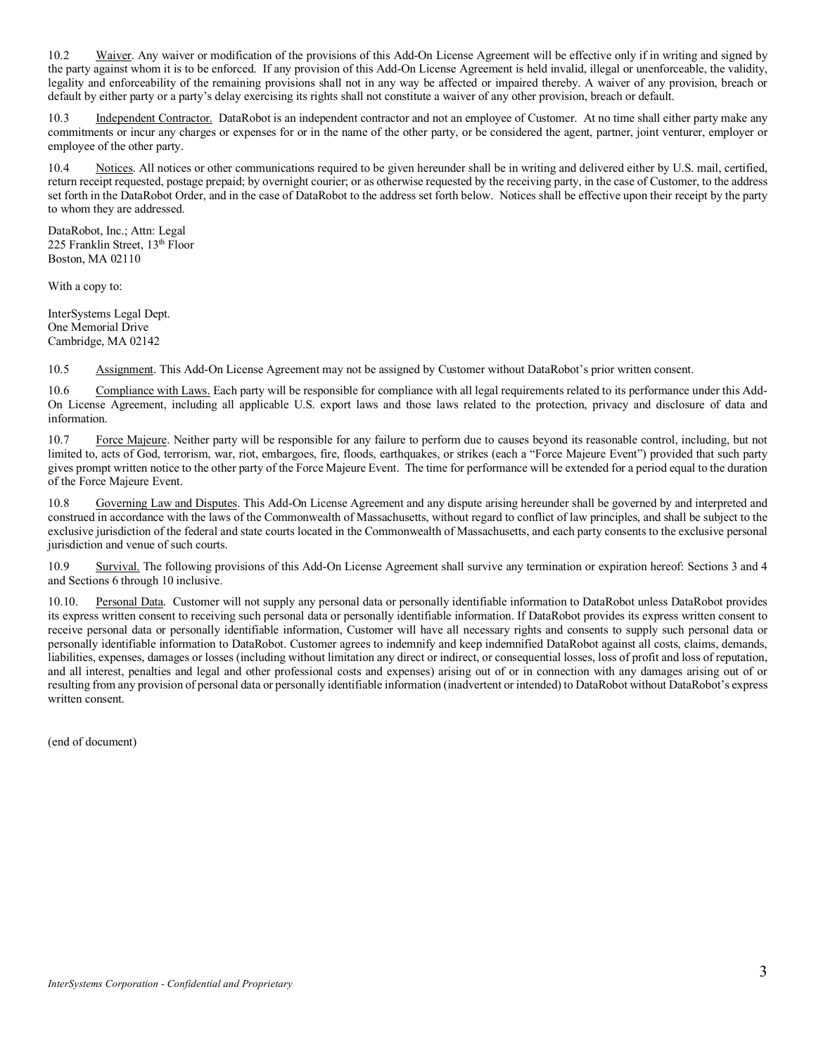10.2 Waiver. Any waiver or modification of the provisions of this Add-On License Agreement will be effective only if in writing and signed by the party against whom it is to be enforced. If any provision of this Add-On License Agreement is held invalid, illegal or unenforceable, the validity, legality and enforceability of the remaining provisions shall not in any way be affected or impaired thereby. A waiver of any provision, breach or default by either party or a party's delay exercising its rights shall not constitute a waiver of any other provision, breach or default.

10.3 Independent Contractor. DataRobot is an independent contractor and not an employee of Customer. At no time shall either party make any commitments or incur any charges or expenses for or in the name of the other party, or be considered the agent, partner, joint venturer, employer or employee of the other party.

10.4 Notices. All notices or other communications required to be given hereunder shall be in writing and delivered either by U.S. mail, certified, return receipt requested, postage prepaid; by overnight courier; or as otherwise requested by the receiving party, in the case of Customer, to the address set forth in the DataRobot Order, and in the case of DataRobot to the address set forth below. Notices shall be effective upon their receipt by the party to whom they are addressed.

DataRobot, Inc.; Attn: Legal
225 Franklin Street, 13th Floor
Boston, MA 02110

With a copy to:

InterSystems Legal Dept.
One Memorial Drive
Cambridge, MA 02142

10.5 Assignment. This Add-On License Agreement may not be assigned by Customer without DataRobot's prior written consent.

10.6 Compliance with Laws. Each party will be responsible for compliance with all legal requirements related to its performance under this Add-On License Agreement, including all applicable U.S. export laws and those laws related to the protection, privacy and disclosure of data and information.

10.7 Force Majeure. Neither party will be responsible for any failure to perform due to causes beyond its reasonable control, including, but not limited to, acts of God, terrorism, war, riot, embargoes, fire, floods, earthquakes, or strikes (each a "Force Majeure Event") provided that such party gives prompt written notice to the other party of the Force Majeure Event. The time for performance will be extended for a period equal to the duration of the Force Majeure Event.

10.8 Governing Law and Disputes. This Add-On License Agreement and any dispute arising hereunder shall be governed by and interpreted and construed in accordance with the laws of the Commonwealth of Massachusetts, without regard to conflict of law principles, and shall be subject to the exclusive jurisdiction of the federal and state courts located in the Commonwealth of Massachusetts, and each party consents to the exclusive personal jurisdiction and venue of such courts.

10.9 Survival. The following provisions of this Add-On License Agreement shall survive any termination or expiration hereof: Sections 3 and 4 and Sections 6 through 10 inclusive.

10.10. Personal Data. Customer will not supply any personal data or personally identifiable information to DataRobot unless DataRobot provides its express written consent to receiving such personal data or personally identifiable information. If DataRobot provides its express written consent to receive personal data or personally identifiable information, Customer will have all necessary rights and consents to supply such personal data or personally identifiable information to DataRobot. Customer agrees to indemnify and keep indemnified DataRobot against all costs, claims, demands, liabilities, expenses, damages or losses (including without limitation any direct or indirect, or consequential losses, loss of profit and loss of reputation, and all interest, penalties and legal and other professional costs and expenses) arising out of or in connection with any damages arising out of or resulting from any provision of personal data or personally identifiable information (inadvertent or intended) to DataRobot without DataRobot's express written consent.

(end of document)

*InterSystems Corporation - Confidential and Proprietary*